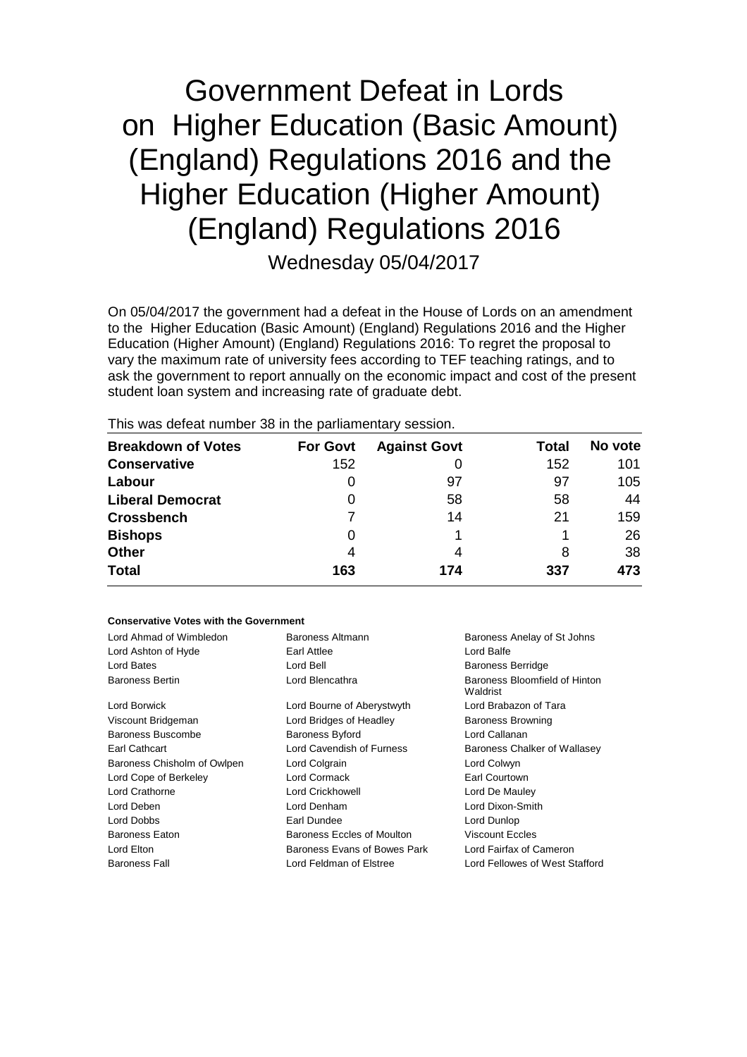# Government Defeat in Lords on Higher Education (Basic Amount) (England) Regulations 2016 and the Higher Education (Higher Amount) (England) Regulations 2016

Wednesday 05/04/2017

On 05/04/2017 the government had a defeat in the House of Lords on an amendment to the Higher Education (Basic Amount) (England) Regulations 2016 and the Higher Education (Higher Amount) (England) Regulations 2016: To regret the proposal to vary the maximum rate of university fees according to TEF teaching ratings, and to ask the government to report annually on the economic impact and cost of the present student loan system and increasing rate of graduate debt.

This was defeat number 38 in the parliamentary session.

| Breakdown of Votes | For Govt | Against Govt | Total | No vote |
|---|---|---|---|---|
| **Conservative** | 152 | 0 | 152 | 101 |
| **Labour** | 0 | 97 | 97 | 105 |
| **Liberal Democrat** | 0 | 58 | 58 | 44 |
| **Crossbench** | 7 | 14 | 21 | 159 |
| **Bishops** | 0 | 1 | 1 | 26 |
| **Other** | 4 | 4 | 8 | 38 |
| **Total** | **163** | **174** | **337** | **473** |

#### Conservative Votes with the Government

| | | |
|---|---|---|
| Lord Ahmad of Wimbledon | Baroness Altmann | Baroness Anelay of St Johns |
| Lord Ashton of Hyde | Earl Attlee | Lord Balfe |
| Lord Bates | Lord Bell | Baroness Berridge |
| Baroness Bertin | Lord Blencathra | Baroness Bloomfield of Hinton Waldrist |
| Lord Borwick | Lord Bourne of Aberystwyth | Lord Brabazon of Tara |
| Viscount Bridgeman | Lord Bridges of Headley | Baroness Browning |
| Baroness Buscombe | Baroness Byford | Lord Callanan |
| Earl Cathcart | Lord Cavendish of Furness | Baroness Chalker of Wallasey |
| Baroness Chisholm of Owlpen | Lord Colgrain | Lord Colwyn |
| Lord Cope of Berkeley | Lord Cormack | Earl Courtown |
| Lord Crathorne | Lord Crickhowell | Lord De Mauley |
| Lord Deben | Lord Denham | Lord Dixon-Smith |
| Lord Dobbs | Earl Dundee | Lord Dunlop |
| Baroness Eaton | Baroness Eccles of Moulton | Viscount Eccles |
| Lord Elton | Baroness Evans of Bowes Park | Lord Fairfax of Cameron |
| Baroness Fall | Lord Feldman of Elstree | Lord Fellowes of West Stafford |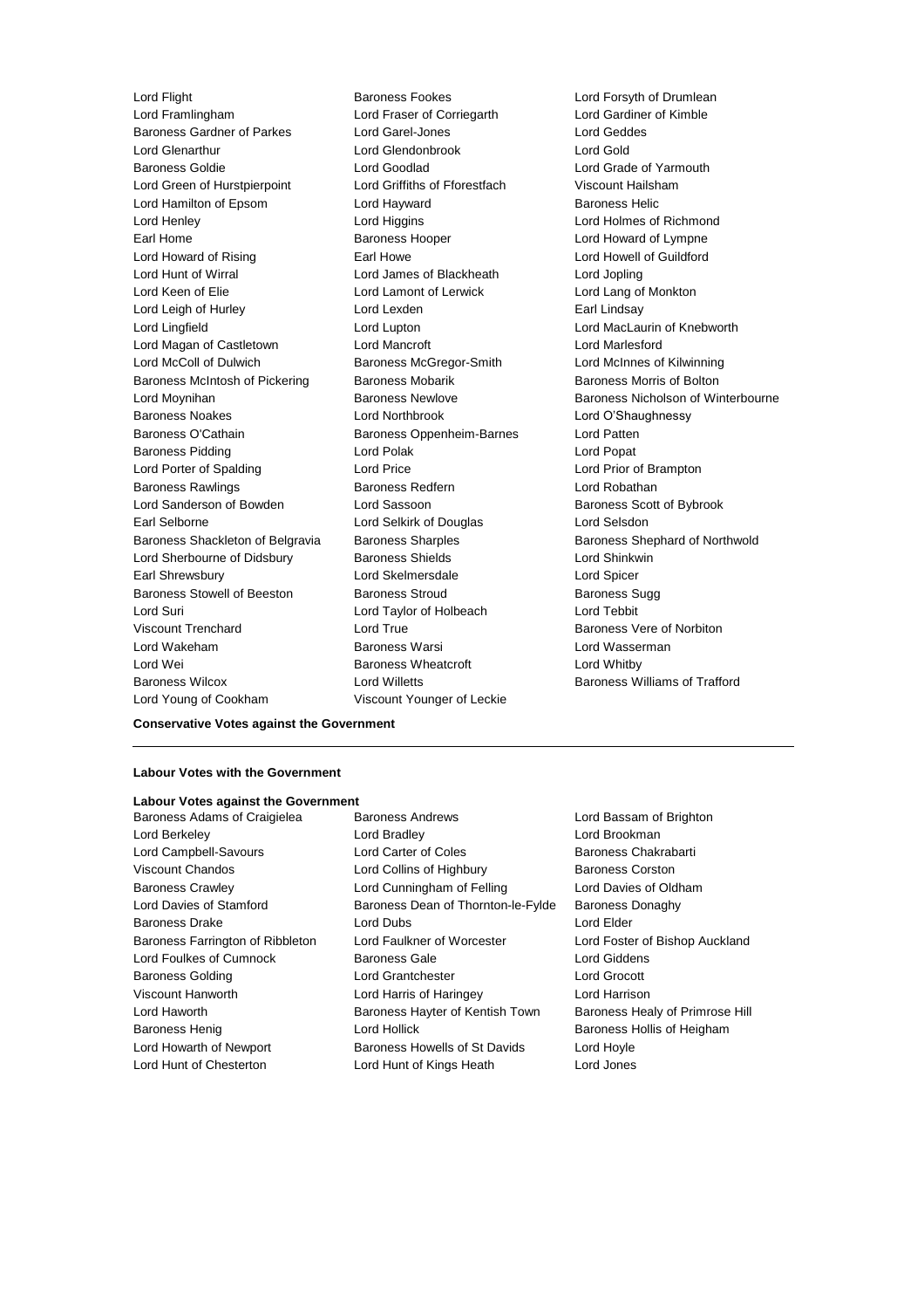Lord Flight
Baroness Fookes
Lord Forsyth of Drumlean
Lord Framlingham
Lord Fraser of Corriegarth
Lord Gardiner of Kimble
Baroness Gardner of Parkes
Lord Garel-Jones
Lord Geddes
Lord Glenarthur
Lord Glendonbrook
Lord Gold
Baroness Goldie
Lord Goodlad
Lord Grade of Yarmouth
Lord Green of Hurstpierpoint
Lord Griffiths of Fforestfach
Viscount Hailsham
Lord Hamilton of Epsom
Lord Hayward
Baroness Helic
Lord Henley
Lord Higgins
Lord Holmes of Richmond
Earl Home
Baroness Hooper
Lord Howard of Lympne
Lord Howard of Rising
Earl Howe
Lord Howell of Guildford
Lord Hunt of Wirral
Lord James of Blackheath
Lord Jopling
Lord Keen of Elie
Lord Lamont of Lerwick
Lord Lang of Monkton
Lord Leigh of Hurley
Lord Lexden
Earl Lindsay
Lord Lingfield
Lord Lupton
Lord MacLaurin of Knebworth
Lord Magan of Castletown
Lord Mancroft
Lord Marlesford
Lord McColl of Dulwich
Baroness McGregor-Smith
Lord McInnes of Kilwinning
Baroness McIntosh of Pickering
Baroness Mobarik
Baroness Morris of Bolton
Lord Moynihan
Baroness Newlove
Baroness Nicholson of Winterbourne
Baroness Noakes
Lord Northbrook
Lord O'Shaughnessy
Baroness O'Cathain
Baroness Oppenheim-Barnes
Lord Patten
Baroness Pidding
Lord Polak
Lord Popat
Lord Porter of Spalding
Lord Price
Lord Prior of Brampton
Baroness Rawlings
Baroness Redfern
Lord Robathan
Lord Sanderson of Bowden
Lord Sassoon
Baroness Scott of Bybrook
Earl Selborne
Lord Selkirk of Douglas
Lord Selsdon
Baroness Shackleton of Belgravia
Baroness Sharples
Baroness Shephard of Northwold
Lord Sherbourne of Didsbury
Baroness Shields
Lord Shinkwin
Earl Shrewsbury
Lord Skelmersdale
Lord Spicer
Baroness Stowell of Beeston
Baroness Stroud
Baroness Sugg
Lord Suri
Lord Taylor of Holbeach
Lord Tebbit
Viscount Trenchard
Lord True
Baroness Vere of Norbiton
Lord Wakeham
Baroness Warsi
Lord Wasserman
Lord Wei
Baroness Wheatcroft
Lord Whitby
Baroness Wilcox
Lord Willetts
Baroness Williams of Trafford
Lord Young of Cookham
Viscount Younger of Leckie

**Conservative Votes against the Government**

---

**Labour Votes with the Government**

**Labour Votes against the Government**

Baroness Adams of Craigielea
Baroness Andrews
Lord Bassam of Brighton
Lord Berkeley
Lord Bradley
Lord Brookman
Lord Campbell-Savours
Lord Carter of Coles
Baroness Chakrabarti
Viscount Chandos
Lord Collins of Highbury
Baroness Corston
Baroness Crawley
Lord Cunningham of Felling
Lord Davies of Oldham
Lord Davies of Stamford
Baroness Dean of Thornton-le-Fylde
Baroness Donaghy
Baroness Drake
Lord Dubs
Lord Elder
Baroness Farrington of Ribbleton
Lord Faulkner of Worcester
Lord Foster of Bishop Auckland
Lord Foulkes of Cumnock
Baroness Gale
Lord Giddens
Baroness Golding
Lord Grantchester
Lord Grocott
Viscount Hanworth
Lord Harris of Haringey
Lord Harrison
Lord Haworth
Baroness Hayter of Kentish Town
Baroness Healy of Primrose Hill
Baroness Henig
Lord Hollick
Baroness Hollis of Heigham
Lord Howarth of Newport
Baroness Howells of St Davids
Lord Hoyle
Lord Hunt of Chesterton
Lord Hunt of Kings Heath
Lord Jones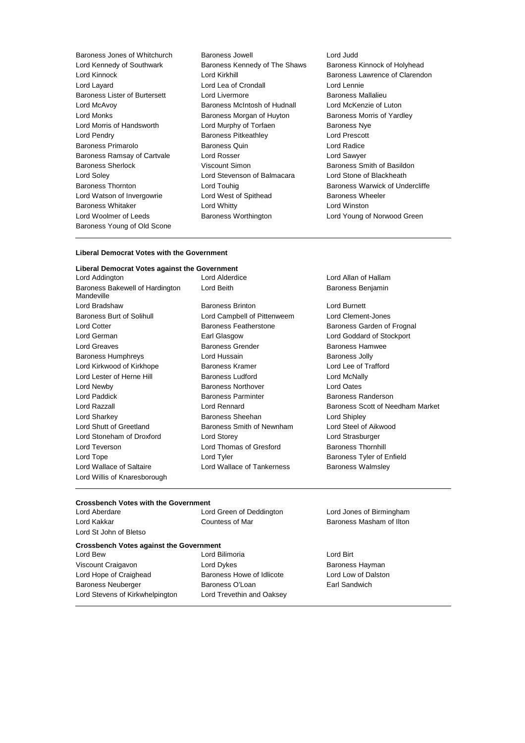Baroness Jones of Whitchurch
Baroness Jowell
Lord Judd
Lord Kennedy of Southwark
Baroness Kennedy of The Shaws
Baroness Kinnock of Holyhead
Lord Kinnock
Lord Kirkhill
Baroness Lawrence of Clarendon
Lord Layard
Lord Lea of Crondall
Lord Lennie
Baroness Lister of Burtersett
Lord Livermore
Baroness Mallalieu
Lord McAvoy
Baroness McIntosh of Hudnall
Lord McKenzie of Luton
Lord Monks
Baroness Morgan of Huyton
Baroness Morris of Yardley
Lord Morris of Handsworth
Lord Murphy of Torfaen
Baroness Nye
Lord Pendry
Baroness Pitkeathley
Lord Prescott
Baroness Primarolo
Baroness Quin
Lord Radice
Baroness Ramsay of Cartvale
Lord Rosser
Lord Sawyer
Baroness Sherlock
Viscount Simon
Baroness Smith of Basildon
Lord Soley
Lord Stevenson of Balmacara
Lord Stone of Blackheath
Baroness Thornton
Lord Touhig
Baroness Warwick of Undercliffe
Lord Watson of Invergowrie
Lord West of Spithead
Baroness Wheeler
Baroness Whitaker
Lord Whitty
Lord Winston
Lord Woolmer of Leeds
Baroness Worthington
Lord Young of Norwood Green
Baroness Young of Old Scone

---

**Liberal Democrat Votes with the Government**

**Liberal Democrat Votes against the Government**

Lord Addington
Lord Alderdice
Lord Allan of Hallam
Baroness Bakewell of Hardington Mandeville
Lord Beith
Baroness Benjamin
Lord Bradshaw
Baroness Brinton
Lord Burnett
Baroness Burt of Solihull
Lord Campbell of Pittenweem
Lord Clement-Jones
Lord Cotter
Baroness Featherstone
Baroness Garden of Frognal
Lord German
Earl Glasgow
Lord Goddard of Stockport
Lord Greaves
Baroness Grender
Baroness Hamwee
Baroness Humphreys
Lord Hussain
Baroness Jolly
Lord Kirkwood of Kirkhope
Baroness Kramer
Lord Lee of Trafford
Lord Lester of Herne Hill
Baroness Ludford
Lord McNally
Lord Newby
Baroness Northover
Lord Oates
Lord Paddick
Baroness Parminter
Baroness Randerson
Lord Razzall
Lord Rennard
Baroness Scott of Needham Market
Lord Sharkey
Baroness Sheehan
Lord Shipley
Lord Shutt of Greetland
Baroness Smith of Newnham
Lord Steel of Aikwood
Lord Stoneham of Droxford
Lord Storey
Lord Strasburger
Lord Teverson
Lord Thomas of Gresford
Baroness Thornhill
Lord Tope
Lord Tyler
Baroness Tyler of Enfield
Lord Wallace of Saltaire
Lord Wallace of Tankerness
Baroness Walmsley
Lord Willis of Knaresborough

---

**Crossbench Votes with the Government**

Lord Aberdare
Lord Green of Deddington
Lord Jones of Birmingham
Lord Kakkar
Countess of Mar
Baroness Masham of Ilton
Lord St John of Bletso

**Crossbench Votes against the Government**

Lord Bew
Lord Bilimoria
Lord Birt
Viscount Craigavon
Lord Dykes
Baroness Hayman
Lord Hope of Craighead
Baroness Howe of Idlicote
Lord Low of Dalston
Baroness Neuberger
Baroness O'Loan
Earl Sandwich
Lord Stevens of Kirkwhelpington
Lord Trevethin and Oaksey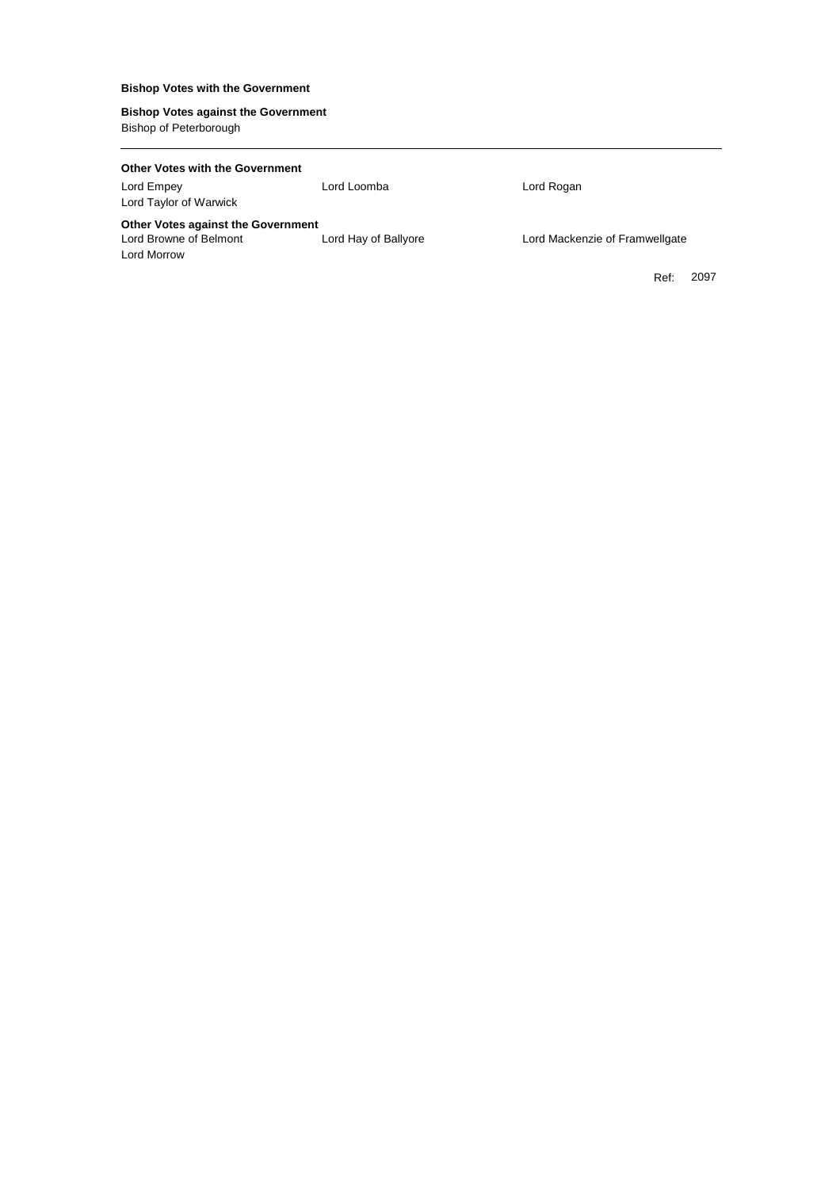**Bishop Votes with the Government**

**Bishop Votes against the Government**

Bishop of Peterborough

---

**Other Votes with the Government**

Lord Empey
Lord Loomba
Lord Rogan
Lord Taylor of Warwick

**Other Votes against the Government**

Lord Browne of Belmont
Lord Hay of Ballyore
Lord Mackenzie of Framwellgate
Lord Morrow

Ref: 2097